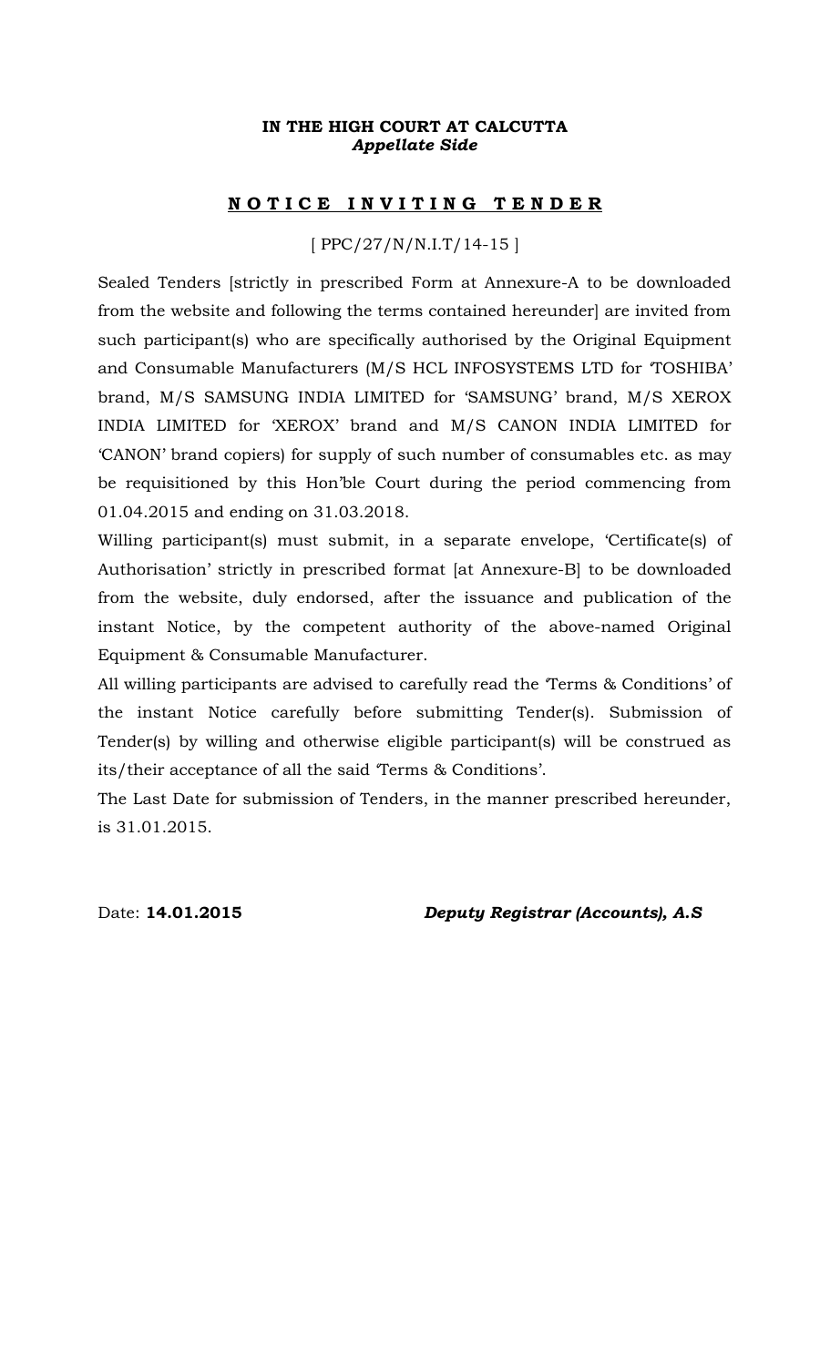**IN THE HIGH COURT AT CALCUTTA**
***Appellate Side***

## N O T I C E   I N V I T I N G   T E N D E R

[ PPC/27/N/N.I.T/14-15 ]

Sealed Tenders [strictly in prescribed Form at Annexure-A to be downloaded from the website and following the terms contained hereunder] are invited from such participant(s) who are specifically authorised by the Original Equipment and Consumable Manufacturers (M/S HCL INFOSYSTEMS LTD for 'TOSHIBA' brand, M/S SAMSUNG INDIA LIMITED for 'SAMSUNG' brand, M/S XEROX INDIA LIMITED for 'XEROX' brand and M/S CANON INDIA LIMITED for 'CANON' brand copiers) for supply of such number of consumables etc. as may be requisitioned by this Hon'ble Court during the period commencing from 01.04.2015 and ending on 31.03.2018.

Willing participant(s) must submit, in a separate envelope, 'Certificate(s) of Authorisation' strictly in prescribed format [at Annexure-B] to be downloaded from the website, duly endorsed, after the issuance and publication of the instant Notice, by the competent authority of the above-named Original Equipment & Consumable Manufacturer.

All willing participants are advised to carefully read the 'Terms & Conditions' of the instant Notice carefully before submitting Tender(s). Submission of Tender(s) by willing and otherwise eligible participant(s) will be construed as its/their acceptance of all the said 'Terms & Conditions'.

The Last Date for submission of Tenders, in the manner prescribed hereunder, is 31.01.2015.

Date: **14.01.2015** ***Deputy Registrar (Accounts), A.S***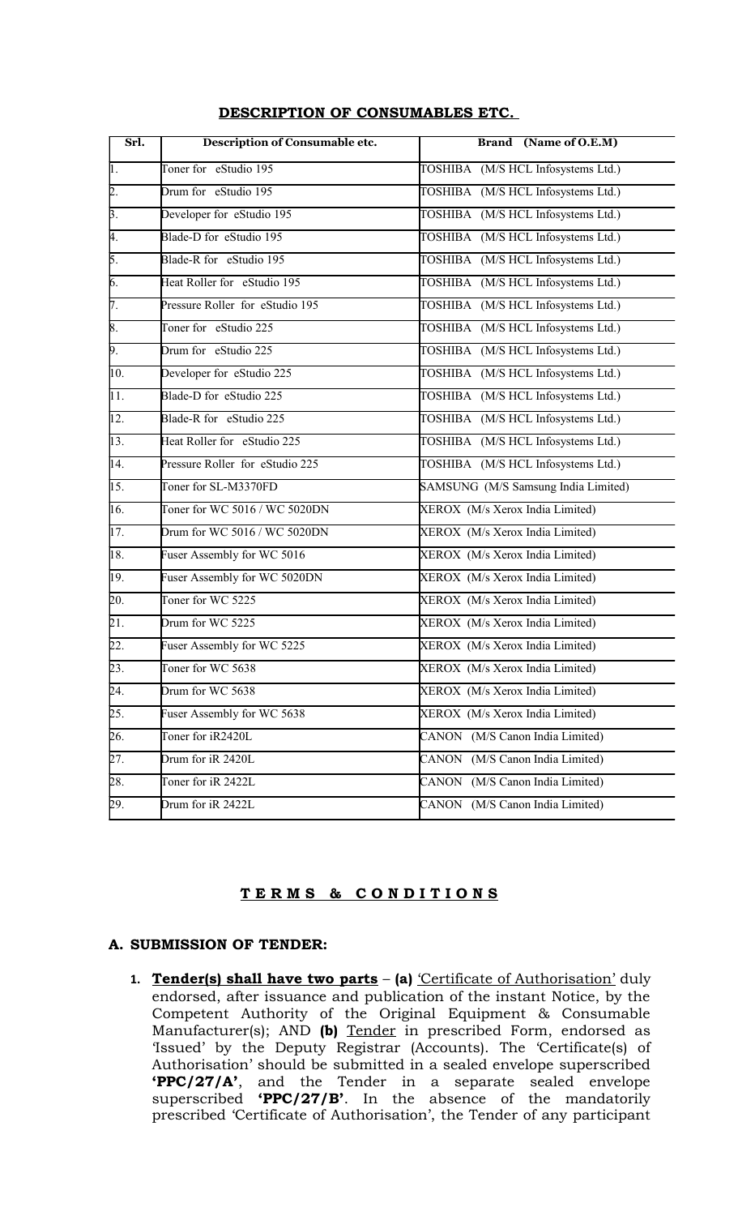## DESCRIPTION OF CONSUMABLES ETC.

| Srl. | Description of Consumable etc. | Brand (Name of O.E.M) |
|---|---|---|
| 1. | Toner for eStudio 195 | TOSHIBA (M/S HCL Infosystems Ltd.) |
| 2. | Drum for eStudio 195 | TOSHIBA (M/S HCL Infosystems Ltd.) |
| 3. | Developer for eStudio 195 | TOSHIBA (M/S HCL Infosystems Ltd.) |
| 4. | Blade-D for eStudio 195 | TOSHIBA (M/S HCL Infosystems Ltd.) |
| 5. | Blade-R for eStudio 195 | TOSHIBA (M/S HCL Infosystems Ltd.) |
| 6. | Heat Roller for eStudio 195 | TOSHIBA (M/S HCL Infosystems Ltd.) |
| 7. | Pressure Roller for eStudio 195 | TOSHIBA (M/S HCL Infosystems Ltd.) |
| 8. | Toner for eStudio 225 | TOSHIBA (M/S HCL Infosystems Ltd.) |
| 9. | Drum for eStudio 225 | TOSHIBA (M/S HCL Infosystems Ltd.) |
| 10. | Developer for eStudio 225 | TOSHIBA (M/S HCL Infosystems Ltd.) |
| 11. | Blade-D for eStudio 225 | TOSHIBA (M/S HCL Infosystems Ltd.) |
| 12. | Blade-R for eStudio 225 | TOSHIBA (M/S HCL Infosystems Ltd.) |
| 13. | Heat Roller for eStudio 225 | TOSHIBA (M/S HCL Infosystems Ltd.) |
| 14. | Pressure Roller for eStudio 225 | TOSHIBA (M/S HCL Infosystems Ltd.) |
| 15. | Toner for SL-M3370FD | SAMSUNG (M/S Samsung India Limited) |
| 16. | Toner for WC 5016 / WC 5020DN | XEROX (M/s Xerox India Limited) |
| 17. | Drum for WC 5016 / WC 5020DN | XEROX (M/s Xerox India Limited) |
| 18. | Fuser Assembly for WC 5016 | XEROX (M/s Xerox India Limited) |
| 19. | Fuser Assembly for WC 5020DN | XEROX (M/s Xerox India Limited) |
| 20. | Toner for WC 5225 | XEROX (M/s Xerox India Limited) |
| 21. | Drum for WC 5225 | XEROX (M/s Xerox India Limited) |
| 22. | Fuser Assembly for WC 5225 | XEROX (M/s Xerox India Limited) |
| 23. | Toner for WC 5638 | XEROX (M/s Xerox India Limited) |
| 24. | Drum for WC 5638 | XEROX (M/s Xerox India Limited) |
| 25. | Fuser Assembly for WC 5638 | XEROX (M/s Xerox India Limited) |
| 26. | Toner for iR2420L | CANON (M/S Canon India Limited) |
| 27. | Drum for iR 2420L | CANON (M/S Canon India Limited) |
| 28. | Toner for iR 2422L | CANON (M/S Canon India Limited) |
| 29. | Drum for iR 2422L | CANON (M/S Canon India Limited) |

## TERMS & CONDITIONS

### A. SUBMISSION OF TENDER:

1. **Tender(s) shall have two parts** – **(a)** 'Certificate of Authorisation' duly endorsed, after issuance and publication of the instant Notice, by the Competent Authority of the Original Equipment & Consumable Manufacturer(s); AND **(b)** Tender in prescribed Form, endorsed as 'Issued' by the Deputy Registrar (Accounts). The 'Certificate(s) of Authorisation' should be submitted in a sealed envelope superscribed **'PPC/27/A'**, and the Tender in a separate sealed envelope superscribed **'PPC/27/B'**. In the absence of the mandatorily prescribed 'Certificate of Authorisation', the Tender of any participant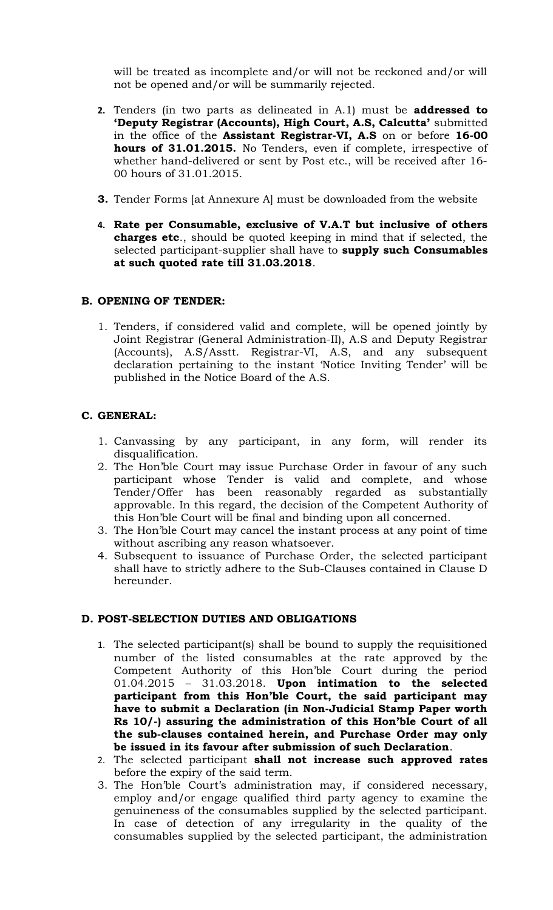will be treated as incomplete and/or will not be reckoned and/or will not be opened and/or will be summarily rejected.

2. Tenders (in two parts as delineated in A.1) must be **addressed to 'Deputy Registrar (Accounts), High Court, A.S, Calcutta'** submitted in the office of the **Assistant Registrar-VI, A.S** on or before **16-00 hours of 31.01.2015.** No Tenders, even if complete, irrespective of whether hand-delivered or sent by Post etc., will be received after 16-00 hours of 31.01.2015.

3. Tender Forms [at Annexure A] must be downloaded from the website

4. **Rate per Consumable, exclusive of V.A.T but inclusive of others charges etc**., should be quoted keeping in mind that if selected, the selected participant-supplier shall have to **supply such Consumables at such quoted rate till 31.03.2018**.

## B. OPENING OF TENDER:

1. Tenders, if considered valid and complete, will be opened jointly by Joint Registrar (General Administration-II), A.S and Deputy Registrar (Accounts), A.S/Asstt. Registrar-VI, A.S, and any subsequent declaration pertaining to the instant 'Notice Inviting Tender' will be published in the Notice Board of the A.S.

## C. GENERAL:

1. Canvassing by any participant, in any form, will render its disqualification.
2. The Hon'ble Court may issue Purchase Order in favour of any such participant whose Tender is valid and complete, and whose Tender/Offer has been reasonably regarded as substantially approvable. In this regard, the decision of the Competent Authority of this Hon'ble Court will be final and binding upon all concerned.
3. The Hon'ble Court may cancel the instant process at any point of time without ascribing any reason whatsoever.
4. Subsequent to issuance of Purchase Order, the selected participant shall have to strictly adhere to the Sub-Clauses contained in Clause D hereunder.

## D. POST-SELECTION DUTIES AND OBLIGATIONS

1. The selected participant(s) shall be bound to supply the requisitioned number of the listed consumables at the rate approved by the Competent Authority of this Hon'ble Court during the period 01.04.2015 – 31.03.2018. **Upon intimation to the selected participant from this Hon'ble Court, the said participant may have to submit a Declaration (in Non-Judicial Stamp Paper worth Rs 10/-) assuring the administration of this Hon'ble Court of all the sub-clauses contained herein, and Purchase Order may only be issued in its favour after submission of such Declaration**.
2. The selected participant **shall not increase such approved rates** before the expiry of the said term.
3. The Hon'ble Court's administration may, if considered necessary, employ and/or engage qualified third party agency to examine the genuineness of the consumables supplied by the selected participant. In case of detection of any irregularity in the quality of the consumables supplied by the selected participant, the administration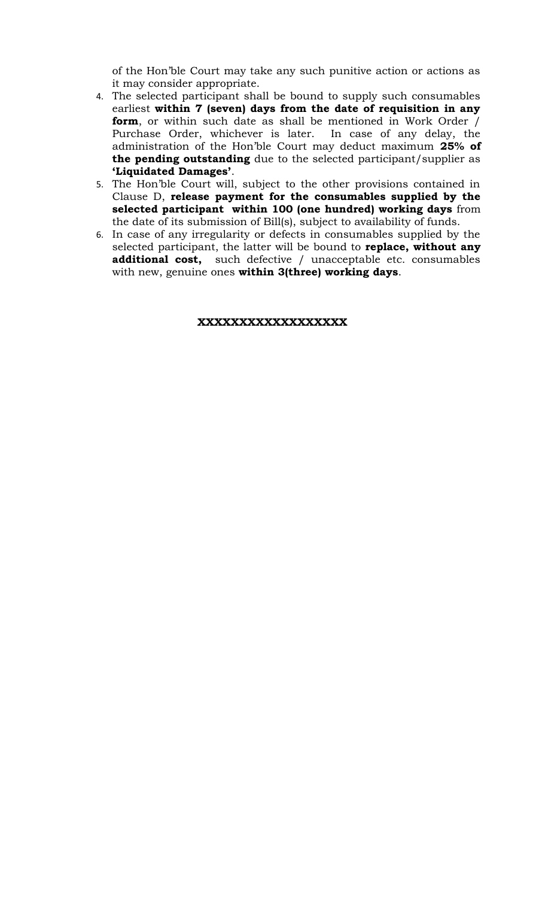of the Hon'ble Court may take any such punitive action or actions as it may consider appropriate.

4. The selected participant shall be bound to supply such consumables earliest **within 7 (seven) days from the date of requisition in any form**, or within such date as shall be mentioned in Work Order / Purchase Order, whichever is later. In case of any delay, the administration of the Hon'ble Court may deduct maximum **25% of the pending outstanding** due to the selected participant/supplier as **'Liquidated Damages'**.
5. The Hon'ble Court will, subject to the other provisions contained in Clause D, **release payment for the consumables supplied by the selected participant within 100 (one hundred) working days** from the date of its submission of Bill(s), subject to availability of funds.
6. In case of any irregularity or defects in consumables supplied by the selected participant, the latter will be bound to **replace, without any additional cost,** such defective / unacceptable etc. consumables with new, genuine ones **within 3(three) working days**.

**XXXXXXXXXXXXXXXXXX**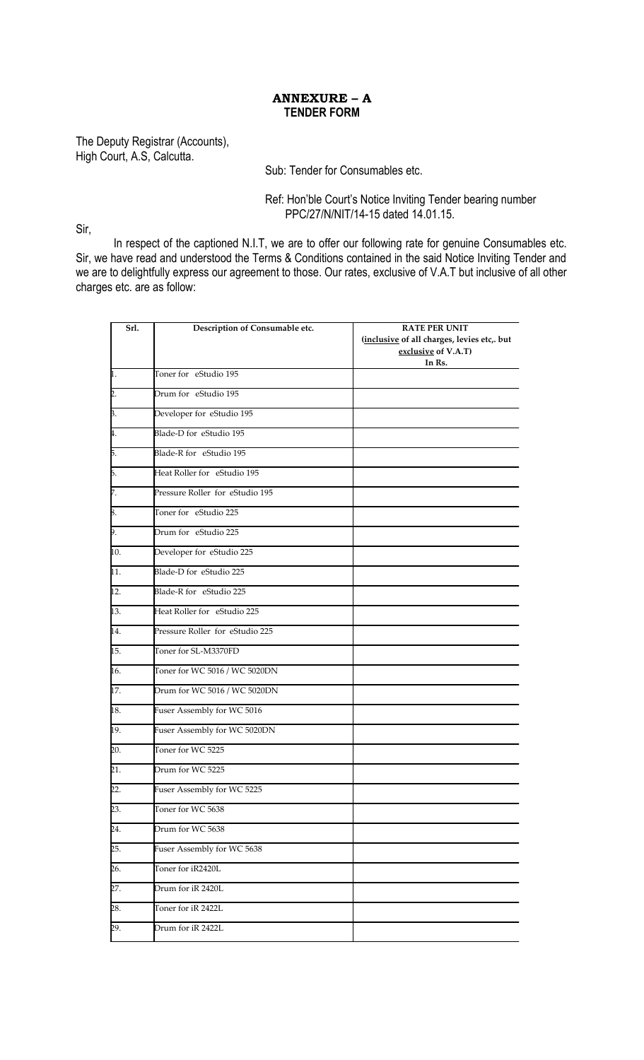# ANNEXURE – A
## TENDER FORM

The Deputy Registrar (Accounts),
High Court, A.S, Calcutta.

Sub: Tender for Consumables etc.

Ref: Hon'ble Court's Notice Inviting Tender bearing number PPC/27/N/NIT/14-15 dated 14.01.15.

Sir,

In respect of the captioned N.I.T, we are to offer our following rate for genuine Consumables etc. Sir, we have read and understood the Terms & Conditions contained in the said Notice Inviting Tender and we are to delightfully express our agreement to those. Our rates, exclusive of V.A.T but inclusive of all other charges etc. are as follow:

| Srl. | Description of Consumable etc. | RATE PER UNIT (inclusive of all charges, levies etc,. but exclusive of V.A.T) In Rs. |
|---|---|---|
| 1. | Toner for eStudio 195 | |
| 2. | Drum for eStudio 195 | |
| 3. | Developer for eStudio 195 | |
| 4. | Blade-D for eStudio 195 | |
| 5. | Blade-R for eStudio 195 | |
| 6. | Heat Roller for eStudio 195 | |
| 7. | Pressure Roller for eStudio 195 | |
| 8. | Toner for eStudio 225 | |
| 9. | Drum for eStudio 225 | |
| 10. | Developer for eStudio 225 | |
| 11. | Blade-D for eStudio 225 | |
| 12. | Blade-R for eStudio 225 | |
| 13. | Heat Roller for eStudio 225 | |
| 14. | Pressure Roller for eStudio 225 | |
| 15. | Toner for SL-M3370FD | |
| 16. | Toner for WC 5016 / WC 5020DN | |
| 17. | Drum for WC 5016 / WC 5020DN | |
| 18. | Fuser Assembly for WC 5016 | |
| 19. | Fuser Assembly for WC 5020DN | |
| 20. | Toner for WC 5225 | |
| 21. | Drum for WC 5225 | |
| 22. | Fuser Assembly for WC 5225 | |
| 23. | Toner for WC 5638 | |
| 24. | Drum for WC 5638 | |
| 25. | Fuser Assembly for WC 5638 | |
| 26. | Toner for iR2420L | |
| 27. | Drum for iR 2420L | |
| 28. | Toner for iR 2422L | |
| 29. | Drum for iR 2422L | |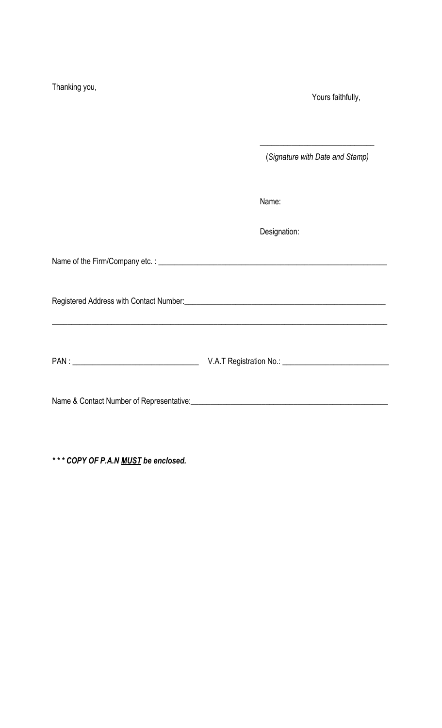Thanking you,

Yours faithfully,

_____________________________

(*Signature with Date and Stamp)*

Name:

Designation:

Name of the Firm/Company etc. : ___________________________________________________________

Registered Address with Contact Number:____________________________________________________

_________________________________________________________________________________________

PAN : ________________________________ V.A.T Registration No.: ___________________________

Name & Contact Number of Representative:___________________________________________________

***\* \* \* COPY OF P.A.N <u>MUST</u> be enclosed.***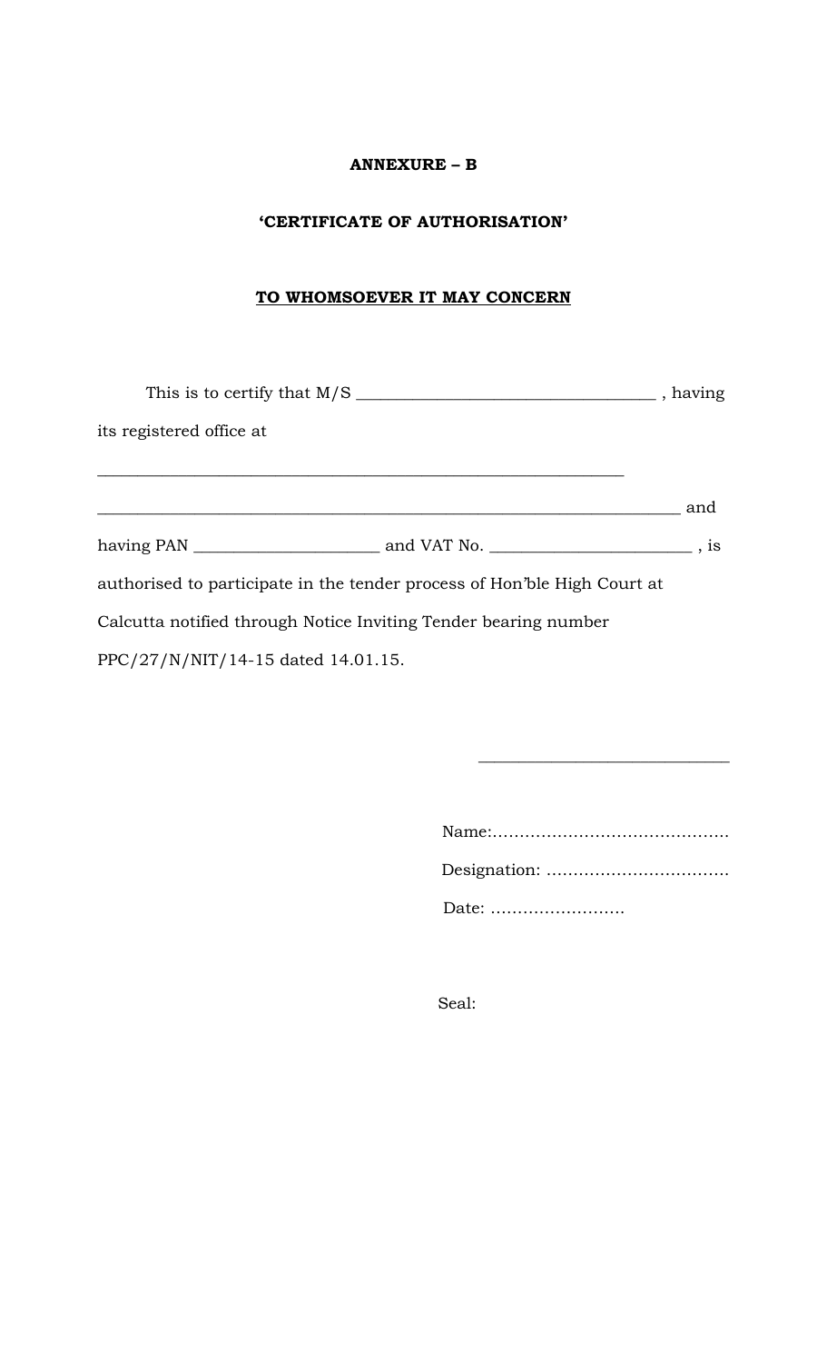**ANNEXURE – B**

**'CERTIFICATE OF AUTHORISATION'**

**<u>TO WHOMSOEVER IT MAY CONCERN</u>**

This is to certify that M/S ___________________________________ , having its registered office at

_______________________________________________________________

____________________________________________________________________ and

having PAN ______________________ and VAT No. ________________________ , is authorised to participate in the tender process of Hon'ble High Court at Calcutta notified through Notice Inviting Tender bearing number PPC/27/N/NIT/14-15 dated 14.01.15.

______________________________

Name:………………………………………

Designation: ……………………………..

Date: …………………….

Seal: